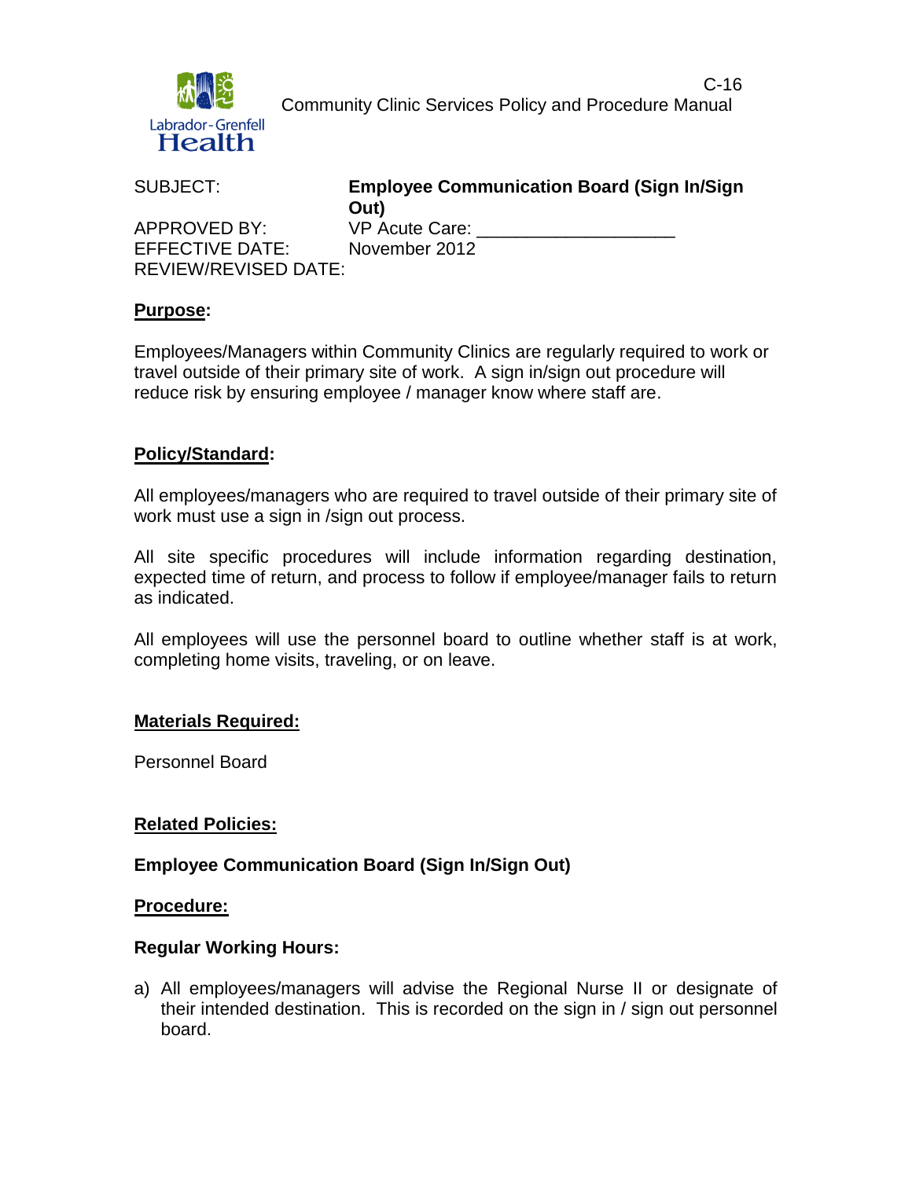Community Clinic Services Policy and Procedure Manual

C-16

| | |
|---|---|
| SUBJECT: | **Employee Communication Board (Sign In/Sign Out)** |
| APPROVED BY: | VP Acute Care: ____________________ |
| EFFECTIVE DATE: | November 2012 |
| REVIEW/REVISED DATE: | |

## **Purpose:**

Employees/Managers within Community Clinics are regularly required to work or travel outside of their primary site of work. A sign in/sign out procedure will reduce risk by ensuring employee / manager know where staff are.

## **Policy/Standard:**

All employees/managers who are required to travel outside of their primary site of work must use a sign in /sign out process.

All site specific procedures will include information regarding destination, expected time of return, and process to follow if employee/manager fails to return as indicated.

All employees will use the personnel board to outline whether staff is at work, completing home visits, traveling, or on leave.

## **Materials Required:**

Personnel Board

## **Related Policies:**

**Employee Communication Board (Sign In/Sign Out)**

## **Procedure:**

### **Regular Working Hours:**

a) All employees/managers will advise the Regional Nurse II or designate of their intended destination. This is recorded on the sign in / sign out personnel board.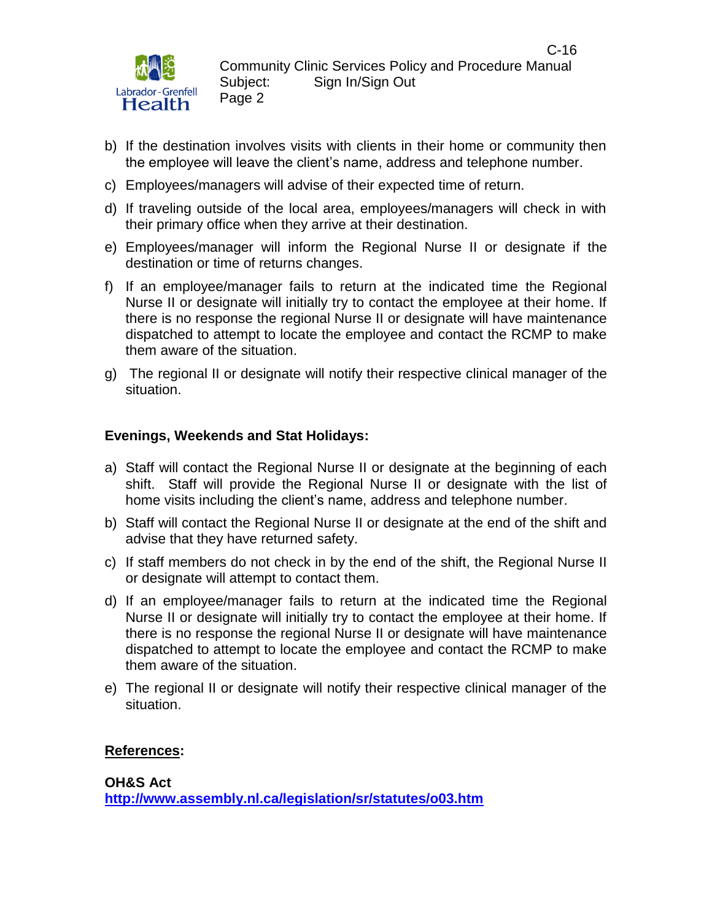b) If the destination involves visits with clients in their home or community then the employee will leave the client's name, address and telephone number.

c) Employees/managers will advise of their expected time of return.

d) If traveling outside of the local area, employees/managers will check in with their primary office when they arrive at their destination.

e) Employees/manager will inform the Regional Nurse II or designate if the destination or time of returns changes.

f) If an employee/manager fails to return at the indicated time the Regional Nurse II or designate will initially try to contact the employee at their home. If there is no response the regional Nurse II or designate will have maintenance dispatched to attempt to locate the employee and contact the RCMP to make them aware of the situation.

g) The regional II or designate will notify their respective clinical manager of the situation.

**Evenings, Weekends and Stat Holidays:**

a) Staff will contact the Regional Nurse II or designate at the beginning of each shift. Staff will provide the Regional Nurse II or designate with the list of home visits including the client's name, address and telephone number.

b) Staff will contact the Regional Nurse II or designate at the end of the shift and advise that they have returned safety.

c) If staff members do not check in by the end of the shift, the Regional Nurse II or designate will attempt to contact them.

d) If an employee/manager fails to return at the indicated time the Regional Nurse II or designate will initially try to contact the employee at their home. If there is no response the regional Nurse II or designate will have maintenance dispatched to attempt to locate the employee and contact the RCMP to make them aware of the situation.

e) The regional II or designate will notify their respective clinical manager of the situation.

**References:**

**OH&S Act**
**http://www.assembly.nl.ca/legislation/sr/statutes/o03.htm**